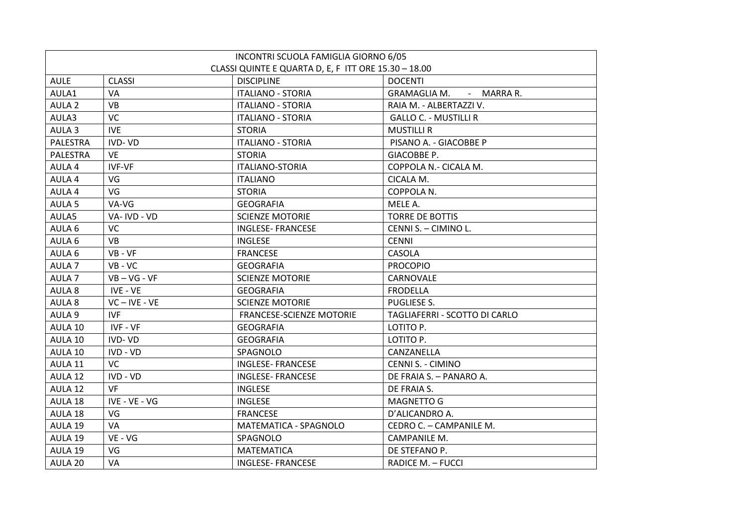| INCONTRI SCUOLA FAMIGLIA GIORNO 6/05<br>CLASSI QUINTE E QUARTA D, E, F ITT ORE 15.30 – 18.00 | | | |
|---|---|---|---|
| AULE | CLASSI | DISCIPLINE | DOCENTI |
| AULA1 | VA | ITALIANO - STORIA | GRAMAGLIA M. - MARRA R. |
| AULA 2 | VB | ITALIANO - STORIA | RAIA M. - ALBERTAZZI V. |
| AULA3 | VC | ITALIANO - STORIA | GALLO C. - MUSTILLI R |
| AULA 3 | IVE | STORIA | MUSTILLI R |
| PALESTRA | IVD- VD | ITALIANO - STORIA | PISANO A. - GIACOBBE P |
| PALESTRA | VE | STORIA | GIACOBBE P. |
| AULA 4 | IVF-VF | ITALIANO-STORIA | COPPOLA N.- CICALA M. |
| AULA 4 | VG | ITALIANO | CICALA M. |
| AULA 4 | VG | STORIA | COPPOLA N. |
| AULA 5 | VA-VG | GEOGRAFIA | MELE A. |
| AULA5 | VA- IVD - VD | SCIENZE MOTORIE | TORRE DE BOTTIS |
| AULA 6 | VC | INGLESE- FRANCESE | CENNI S. – CIMINO L. |
| AULA 6 | VB | INGLESE | CENNI |
| AULA 6 | VB - VF | FRANCESE | CASOLA |
| AULA 7 | VB - VC | GEOGRAFIA | PROCOPIO |
| AULA 7 | VB – VG - VF | SCIENZE MOTORIE | CARNOVALE |
| AULA 8 | IVE - VE | GEOGRAFIA | FRODELLA |
| AULA 8 | VC – IVE - VE | SCIENZE MOTORIE | PUGLIESE S. |
| AULA 9 | IVF | FRANCESE-SCIENZE MOTORIE | TAGLIAFERRI - SCOTTO DI CARLO |
| AULA 10 | IVF - VF | GEOGRAFIA | LOTITO P. |
| AULA 10 | IVD- VD | GEOGRAFIA | LOTITO P. |
| AULA 10 | IVD - VD | SPAGNOLO | CANZANELLA |
| AULA 11 | VC | INGLESE- FRANCESE | CENNI S. - CIMINO |
| AULA 12 | IVD - VD | INGLESE- FRANCESE | DE FRAIA S. – PANARO A. |
| AULA 12 | VF | INGLESE | DE FRAIA S. |
| AULA 18 | IVE - VE - VG | INGLESE | MAGNETTO G |
| AULA 18 | VG | FRANCESE | D'ALICANDRO A. |
| AULA 19 | VA | MATEMATICA - SPAGNOLO | CEDRO C. – CAMPANILE M. |
| AULA 19 | VE - VG | SPAGNOLO | CAMPANILE M. |
| AULA 19 | VG | MATEMATICA | DE STEFANO P. |
| AULA 20 | VA | INGLESE- FRANCESE | RADICE M. – FUCCI |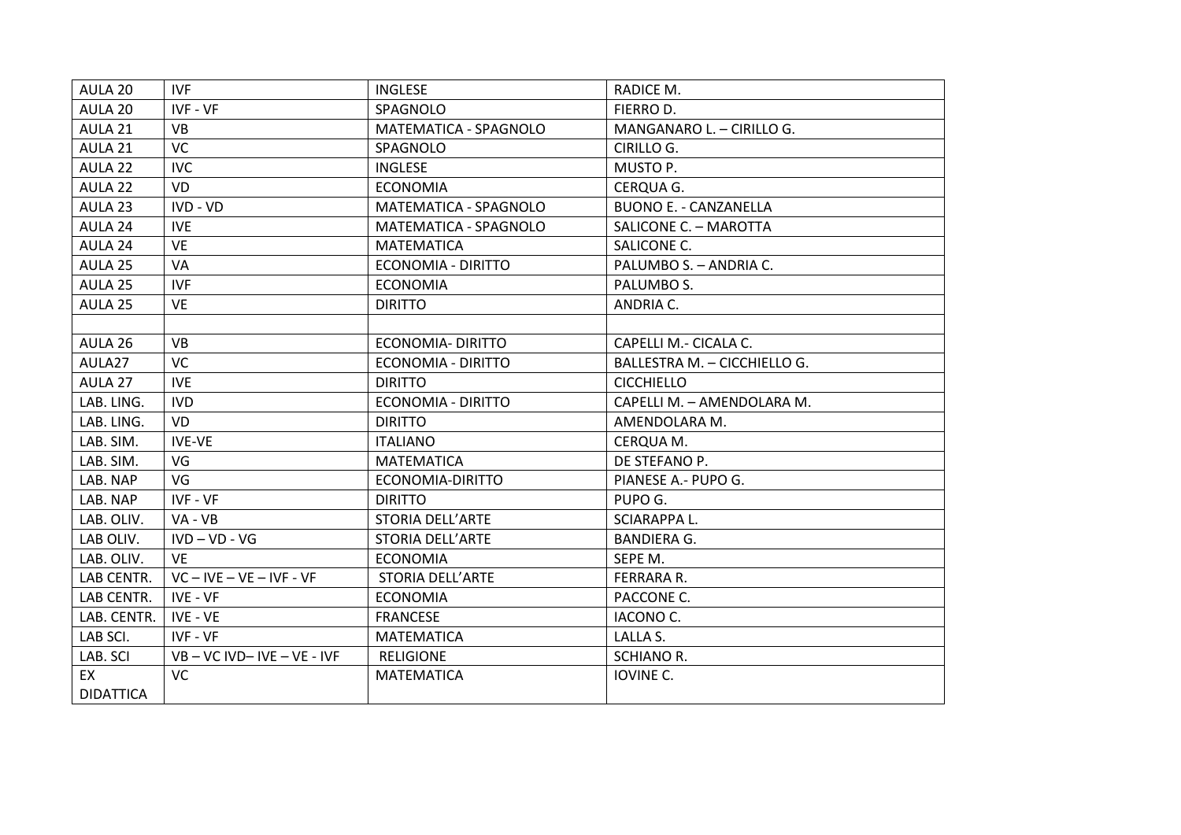| | | | |
|---|---|---|---|
| AULA 20 | IVF | INGLESE | RADICE M. |
| AULA 20 | IVF - VF | SPAGNOLO | FIERRO D. |
| AULA 21 | VB | MATEMATICA - SPAGNOLO | MANGANARO L. – CIRILLO G. |
| AULA 21 | VC | SPAGNOLO | CIRILLO G. |
| AULA 22 | IVC | INGLESE | MUSTO P. |
| AULA 22 | VD | ECONOMIA | CERQUA G. |
| AULA 23 | IVD - VD | MATEMATICA - SPAGNOLO | BUONO E. - CANZANELLA |
| AULA 24 | IVE | MATEMATICA - SPAGNOLO | SALICONE C. – MAROTTA |
| AULA 24 | VE | MATEMATICA | SALICONE C. |
| AULA 25 | VA | ECONOMIA - DIRITTO | PALUMBO S. – ANDRIA C. |
| AULA 25 | IVF | ECONOMIA | PALUMBO S. |
| AULA 25 | VE | DIRITTO | ANDRIA C. |
| | | | |
| AULA 26 | VB | ECONOMIA- DIRITTO | CAPELLI M.- CICALA C. |
| AULA27 | VC | ECONOMIA - DIRITTO | BALLESTRA M. – CICCHIELLO G. |
| AULA 27 | IVE | DIRITTO | CICCHIELLO |
| LAB. LING. | IVD | ECONOMIA - DIRITTO | CAPELLI M. – AMENDOLARA M. |
| LAB. LING. | VD | DIRITTO | AMENDOLARA M. |
| LAB. SIM. | IVE-VE | ITALIANO | CERQUA M. |
| LAB. SIM. | VG | MATEMATICA | DE STEFANO P. |
| LAB. NAP | VG | ECONOMIA-DIRITTO | PIANESE A.- PUPO G. |
| LAB. NAP | IVF - VF | DIRITTO | PUPO G. |
| LAB. OLIV. | VA - VB | STORIA DELL'ARTE | SCIARAPPA L. |
| LAB OLIV. | IVD – VD - VG | STORIA DELL'ARTE | BANDIERA G. |
| LAB. OLIV. | VE | ECONOMIA | SEPE M. |
| LAB CENTR. | VC – IVE – VE – IVF - VF | STORIA DELL'ARTE | FERRARA R. |
| LAB CENTR. | IVE - VF | ECONOMIA | PACCONE C. |
| LAB. CENTR. | IVE - VE | FRANCESE | IACONO C. |
| LAB SCI. | IVF - VF | MATEMATICA | LALLA S. |
| LAB. SCI | VB – VC IVD– IVE – VE - IVF | RELIGIONE | SCHIANO R. |
| EX DIDATTICA | VC | MATEMATICA | IOVINE C. |